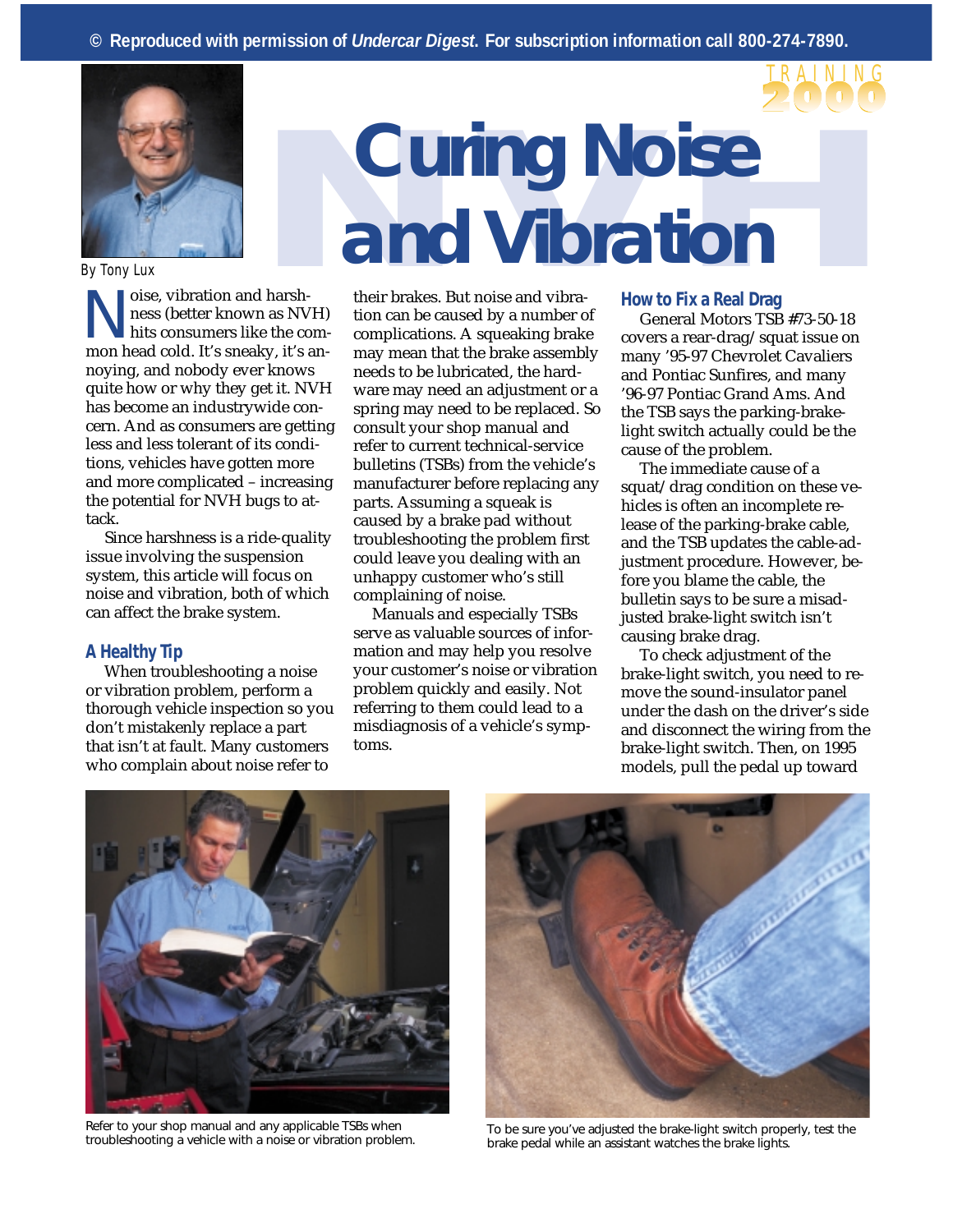© Reproduced with permission of *Undercar Digest*. For subscription information call 800-274-7890.

TRAINING 2000

# Curing Noise and Vibration

By Tony Lux

Noise, vibration and harshness (better known as NVH) hits consumers like the common head cold. It's sneaky, it's annoying, and nobody ever knows quite how or why they get it. NVH has become an industrywide concern. And as consumers are getting less and less tolerant of its conditions, vehicles have gotten more and more complicated – increasing the potential for NVH bugs to attack.

Since harshness is a ride-quality issue involving the suspension system, this article will focus on noise and vibration, both of which can affect the brake system.

## A Healthy Tip

When troubleshooting a noise or vibration problem, perform a thorough vehicle inspection so you don't mistakenly replace a part that isn't at fault. Many customers who complain about noise refer to their brakes. But noise and vibration can be caused by a number of complications. A squeaking brake may mean that the brake assembly needs to be lubricated, the hardware may need an adjustment or a spring may need to be replaced. So consult your shop manual and refer to current technical-service bulletins (TSBs) from the vehicle's manufacturer before replacing any parts. Assuming a squeak is caused by a brake pad without troubleshooting the problem first could leave you dealing with an unhappy customer who's still complaining of noise.

Manuals and especially TSBs serve as valuable sources of information and may help you resolve your customer's noise or vibration problem quickly and easily. Not referring to them could lead to a misdiagnosis of a vehicle's symptoms.

## How to Fix a Real Drag

General Motors TSB #73-50-18 covers a rear-drag/squat issue on many '95-97 Chevrolet Cavaliers and Pontiac Sunfires, and many '96-97 Pontiac Grand Ams. And the TSB says the parking-brake-light switch actually could be the cause of the problem.

The immediate cause of a squat/drag condition on these vehicles is often an incomplete release of the parking-brake cable, and the TSB updates the cable-adjustment procedure. However, before you blame the cable, the bulletin says to be sure a misadjusted brake-light switch isn't causing brake drag.

To check adjustment of the brake-light switch, you need to remove the sound-insulator panel under the dash on the driver's side and disconnect the wiring from the brake-light switch. Then, on 1995 models, pull the pedal up toward

Refer to your shop manual and any applicable TSBs when troubleshooting a vehicle with a noise or vibration problem.

To be sure you've adjusted the brake-light switch properly, test the brake pedal while an assistant watches the brake lights.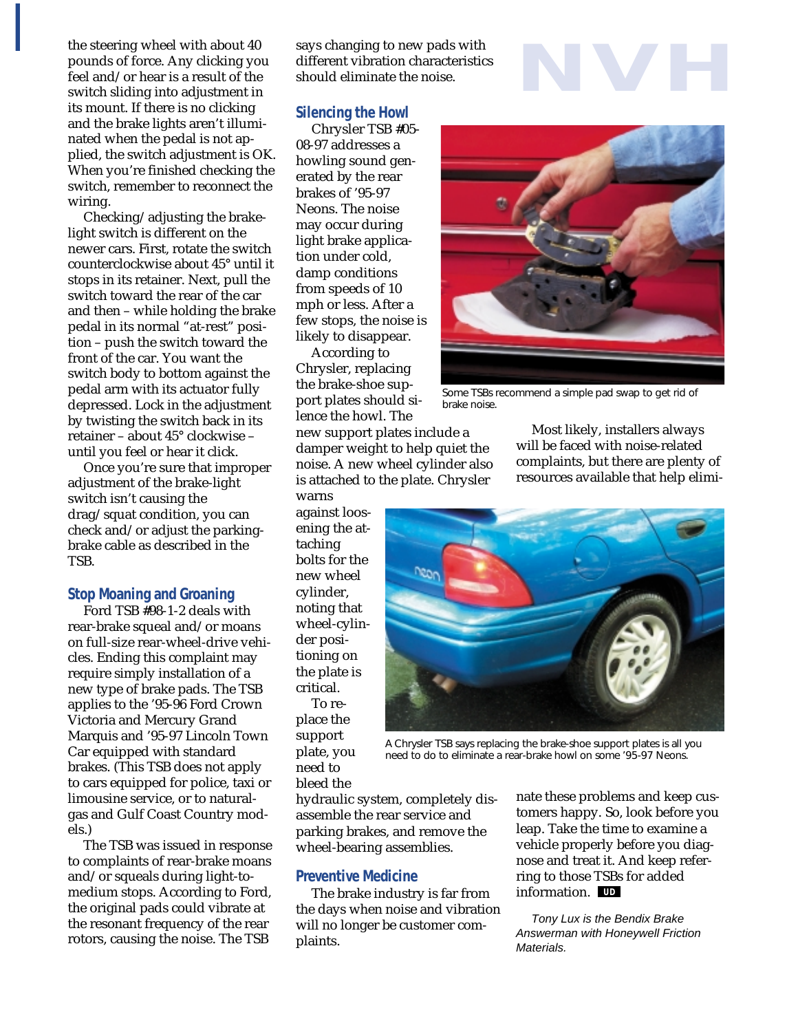the steering wheel with about 40 pounds of force. Any clicking you feel and/or hear is a result of the switch sliding into adjustment in its mount. If there is no clicking and the brake lights aren't illuminated when the pedal is not applied, the switch adjustment is OK. When you're finished checking the switch, remember to reconnect the wiring.

Checking/adjusting the brake-light switch is different on the newer cars. First, rotate the switch counterclockwise about 45° until it stops in its retainer. Next, pull the switch toward the rear of the car and then – while holding the brake pedal in its normal "at-rest" position – push the switch toward the front of the car. You want the switch body to bottom against the pedal arm with its actuator fully depressed. Lock in the adjustment by twisting the switch back in its retainer – about 45° clockwise – until you feel or hear it click.

Once you're sure that improper adjustment of the brake-light switch isn't causing the drag/squat condition, you can check and/or adjust the parking-brake cable as described in the TSB.

## Stop Moaning and Groaning

Ford TSB #98-1-2 deals with rear-brake squeal and/or moans on full-size rear-wheel-drive vehicles. Ending this complaint may require simply installation of a new type of brake pads. The TSB applies to the '95-96 Ford Crown Victoria and Mercury Grand Marquis and '95-97 Lincoln Town Car equipped with standard brakes. (This TSB does not apply to cars equipped for police, taxi or limousine service, or to natural-gas and Gulf Coast Country models.)

The TSB was issued in response to complaints of rear-brake moans and/or squeals during light-to-medium stops. According to Ford, the original pads could vibrate at the resonant frequency of the rear rotors, causing the noise. The TSB says changing to new pads with different vibration characteristics should eliminate the noise.

## Silencing the Howl

Chrysler TSB #05-08-97 addresses a howling sound generated by the rear brakes of '95-97 Neons. The noise may occur during light brake application under cold, damp conditions from speeds of 10 mph or less. After a few stops, the noise is likely to disappear.

According to Chrysler, replacing the brake-shoe support plates should silence the howl. The new support plates include a damper weight to help quiet the noise. A new wheel cylinder also is attached to the plate. Chrysler warns against loosening the attaching bolts for the new wheel cylinder, noting that wheel-cylinder positioning on the plate is critical.

To replace the support plate, you need to bleed the hydraulic system, completely disassemble the rear service and parking brakes, and remove the wheel-bearing assemblies.

Some TSBs recommend a simple pad swap to get rid of brake noise.

A Chrysler TSB says replacing the brake-shoe support plates is all you need to do to eliminate a rear-brake howl on some '95-97 Neons.

## Preventive Medicine

The brake industry is far from the days when noise and vibration will no longer be customer complaints.

Most likely, installers always will be faced with noise-related complaints, but there are plenty of resources available that help eliminate these problems and keep customers happy. So, look before you leap. Take the time to examine a vehicle properly before you diagnose and treat it. And keep referring to those TSBs for added information.

*Tony Lux is the Bendix Brake Answerman with Honeywell Friction Materials.*